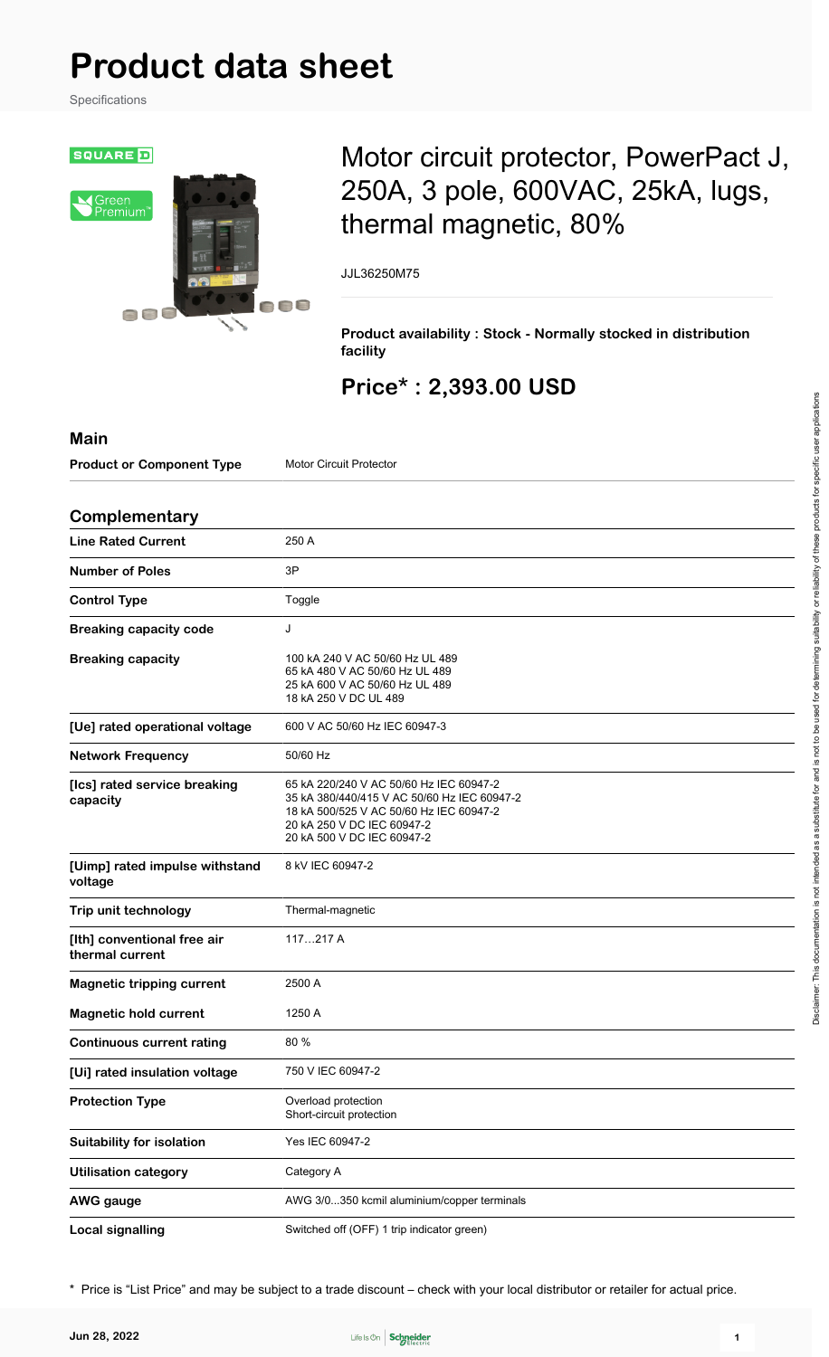# Product data sheet

Specifications

## Motor circuit protector, PowerPact J, 250A, 3 pole, 600VAC, 25kA, lugs, thermal magnetic, 80%

JJL36250M75

**Product availability : Stock - Normally stocked in distribution facility**

## Price* : 2,393.00 USD

### Main

| | |
|---|---|
| **Product or Component Type** | Motor Circuit Protector |

### Complementary

| | |
|---|---|
| **Line Rated Current** | 250 A |
| **Number of Poles** | 3P |
| **Control Type** | Toggle |
| **Breaking capacity code** | J |
| **Breaking capacity** | 100 kA 240 V AC 50/60 Hz UL 489<br>65 kA 480 V AC 50/60 Hz UL 489<br>25 kA 600 V AC 50/60 Hz UL 489<br>18 kA 250 V DC UL 489 |
| **[Ue] rated operational voltage** | 600 V AC 50/60 Hz IEC 60947-3 |
| **Network Frequency** | 50/60 Hz |
| **[Ics] rated service breaking capacity** | 65 kA 220/240 V AC 50/60 Hz IEC 60947-2<br>35 kA 380/440/415 V AC 50/60 Hz IEC 60947-2<br>18 kA 500/525 V AC 50/60 Hz IEC 60947-2<br>20 kA 250 V DC IEC 60947-2<br>20 kA 500 V DC IEC 60947-2 |
| **[Uimp] rated impulse withstand voltage** | 8 kV IEC 60947-2 |
| **Trip unit technology** | Thermal-magnetic |
| **[Ith] conventional free air thermal current** | 117…217 A |
| **Magnetic tripping current** | 2500 A |
| **Magnetic hold current** | 1250 A |
| **Continuous current rating** | 80 % |
| **[Ui] rated insulation voltage** | 750 V IEC 60947-2 |
| **Protection Type** | Overload protection<br>Short-circuit protection |
| **Suitability for isolation** | Yes IEC 60947-2 |
| **Utilisation category** | Category A |
| **AWG gauge** | AWG 3/0...350 kcmil aluminium/copper terminals |
| **Local signalling** | Switched off (OFF) 1 trip indicator green) |

* Price is "List Price" and may be subject to a trade discount – check with your local distributor or retailer for actual price.

Disclaimer: This documentation is not intended as a substitute for and is not to be used for determining suitability or reliability of these products for specific user applications

Jun 28, 2022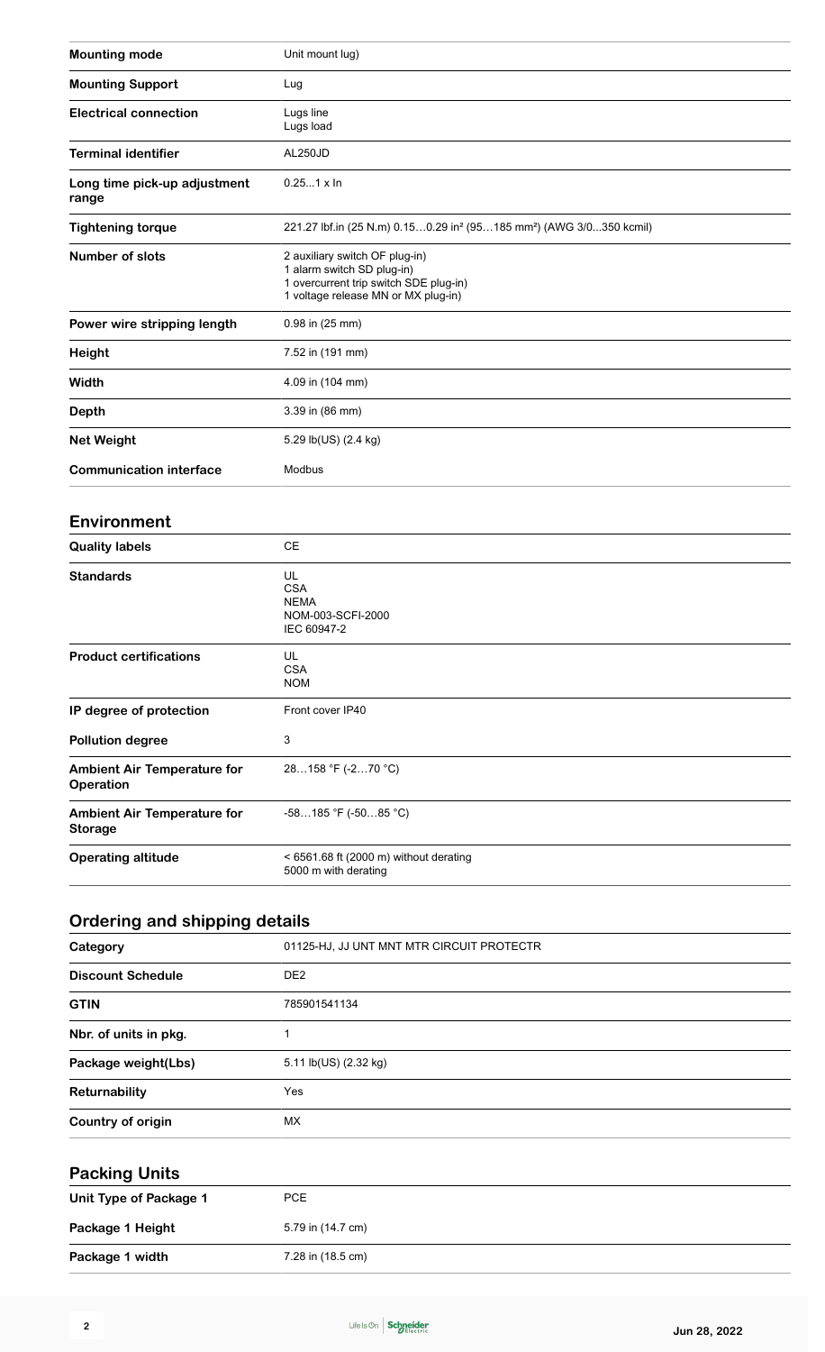| | |
|---|---|
| **Mounting mode** | Unit mount lug) |
| **Mounting Support** | Lug |
| **Electrical connection** | Lugs line<br>Lugs load |
| **Terminal identifier** | AL250JD |
| **Long time pick-up adjustment range** | 0.25...1 x In |
| **Tightening torque** | 221.27 lbf.in (25 N.m) 0.15…0.29 in² (95…185 mm²) (AWG 3/0...350 kcmil) |
| **Number of slots** | 2 auxiliary switch OF plug-in)<br>1 alarm switch SD plug-in)<br>1 overcurrent trip switch SDE plug-in)<br>1 voltage release MN or MX plug-in) |
| **Power wire stripping length** | 0.98 in (25 mm) |
| **Height** | 7.52 in (191 mm) |
| **Width** | 4.09 in (104 mm) |
| **Depth** | 3.39 in (86 mm) |
| **Net Weight** | 5.29 lb(US) (2.4 kg) |
| **Communication interface** | Modbus |

## Environment

| | |
|---|---|
| **Quality labels** | CE |
| **Standards** | UL<br>CSA<br>NEMA<br>NOM-003-SCFI-2000<br>IEC 60947-2 |
| **Product certifications** | UL<br>CSA<br>NOM |
| **IP degree of protection** | Front cover IP40 |
| **Pollution degree** | 3 |
| **Ambient Air Temperature for Operation** | 28…158 °F (-2…70 °C) |
| **Ambient Air Temperature for Storage** | -58…185 °F (-50…85 °C) |
| **Operating altitude** | < 6561.68 ft (2000 m) without derating<br>5000 m with derating |

## Ordering and shipping details

| | |
|---|---|
| **Category** | 01125-HJ, JJ UNT MNT MTR CIRCUIT PROTECTR |
| **Discount Schedule** | DE2 |
| **GTIN** | 785901541134 |
| **Nbr. of units in pkg.** | 1 |
| **Package weight(Lbs)** | 5.11 lb(US) (2.32 kg) |
| **Returnability** | Yes |
| **Country of origin** | MX |

## Packing Units

| | |
|---|---|
| **Unit Type of Package 1** | PCE |
| **Package 1 Height** | 5.79 in (14.7 cm) |
| **Package 1 width** | 7.28 in (18.5 cm) |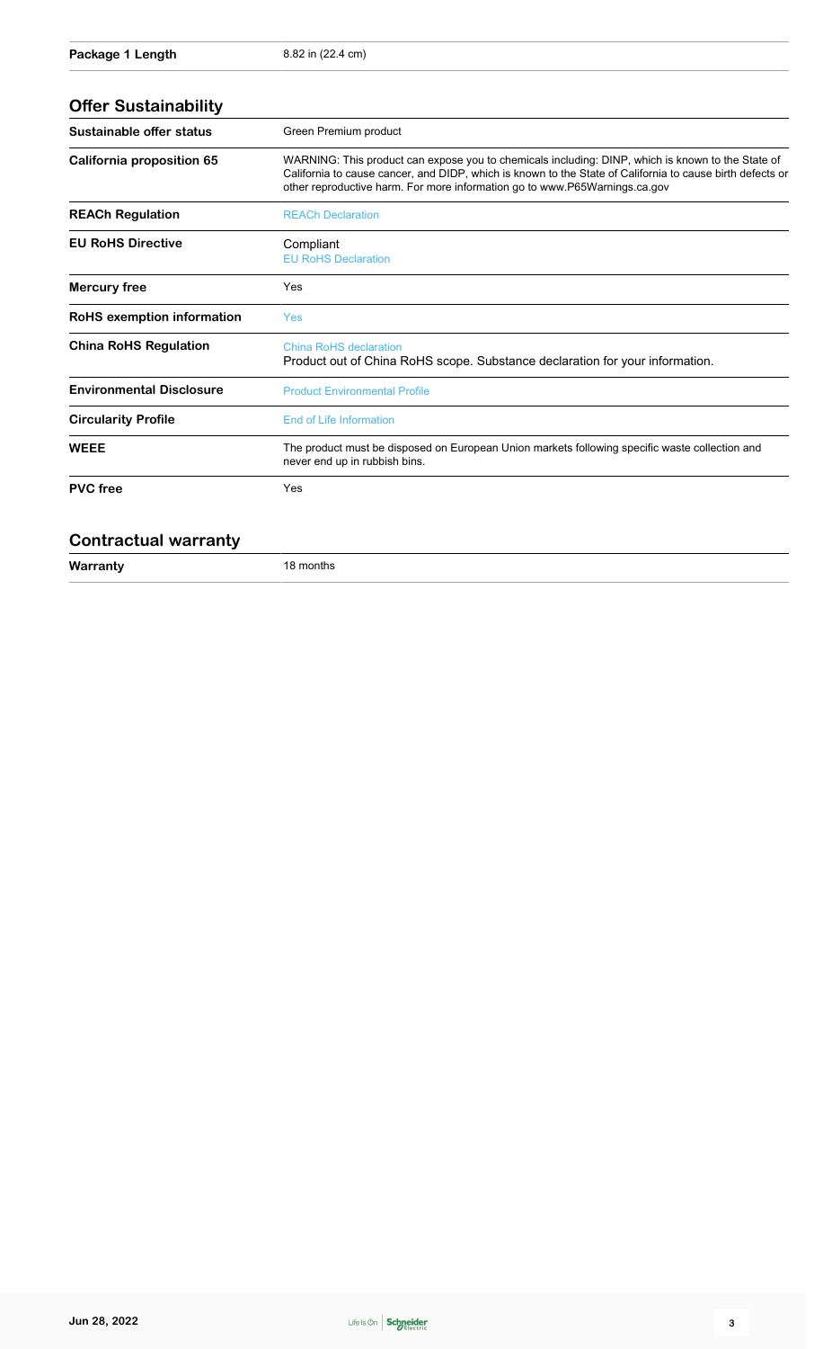| | |
|---|---|
| **Package 1 Length** | 8.82 in (22.4 cm) |

## Offer Sustainability

| | |
|---|---|
| **Sustainable offer status** | Green Premium product |
| **California proposition 65** | WARNING: This product can expose you to chemicals including: DINP, which is known to the State of California to cause cancer, and DIDP, which is known to the State of California to cause birth defects or other reproductive harm. For more information go to www.P65Warnings.ca.gov |
| **REACh Regulation** | REACh Declaration |
| **EU RoHS Directive** | Compliant<br>EU RoHS Declaration |
| **Mercury free** | Yes |
| **RoHS exemption information** | Yes |
| **China RoHS Regulation** | China RoHS declaration<br>Product out of China RoHS scope. Substance declaration for your information. |
| **Environmental Disclosure** | Product Environmental Profile |
| **Circularity Profile** | End of Life Information |
| **WEEE** | The product must be disposed on European Union markets following specific waste collection and never end up in rubbish bins. |
| **PVC free** | Yes |

## Contractual warranty

| | |
|---|---|
| **Warranty** | 18 months |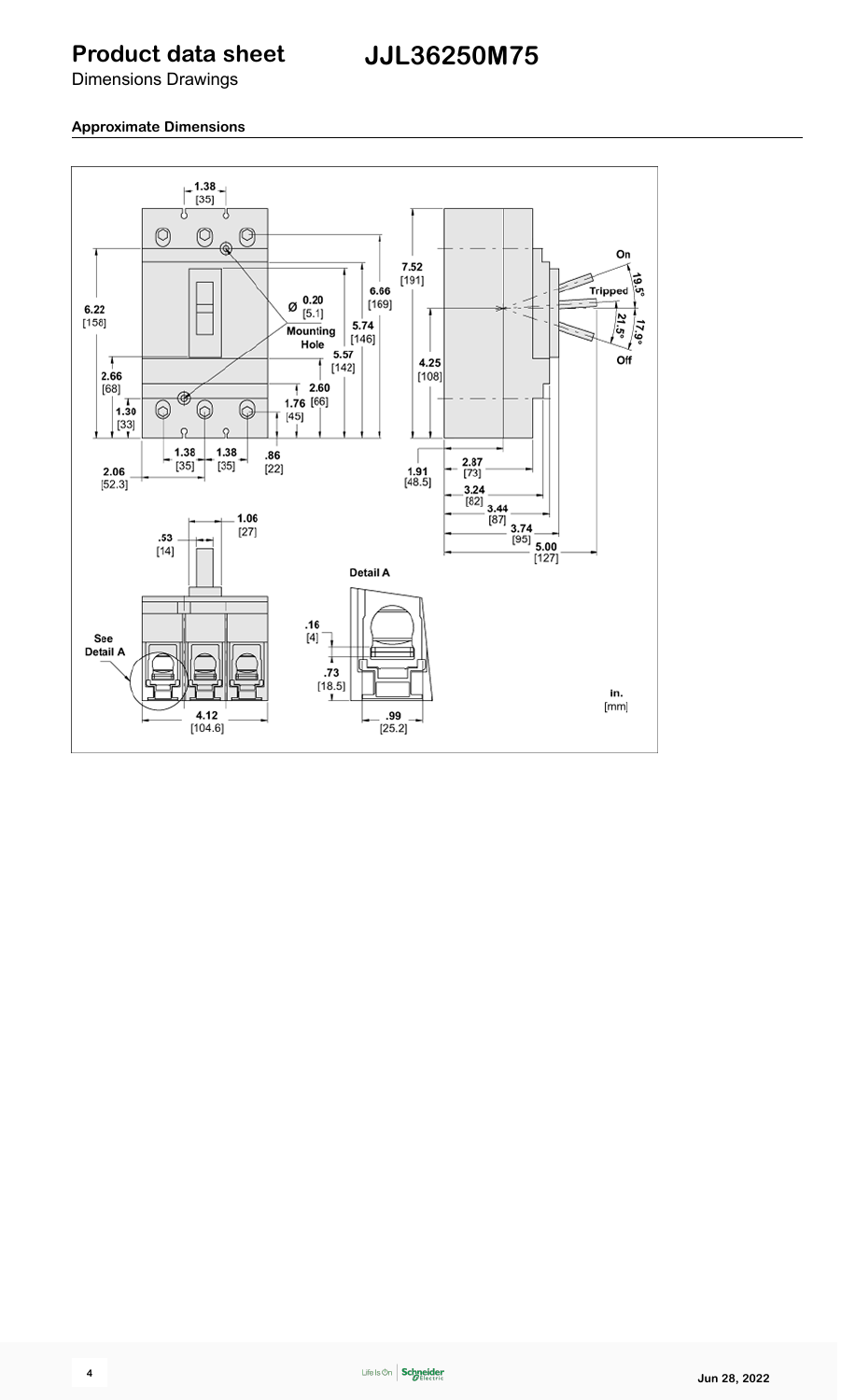# Product data sheet

## JJL36250M75

Dimensions Drawings

### Approximate Dimensions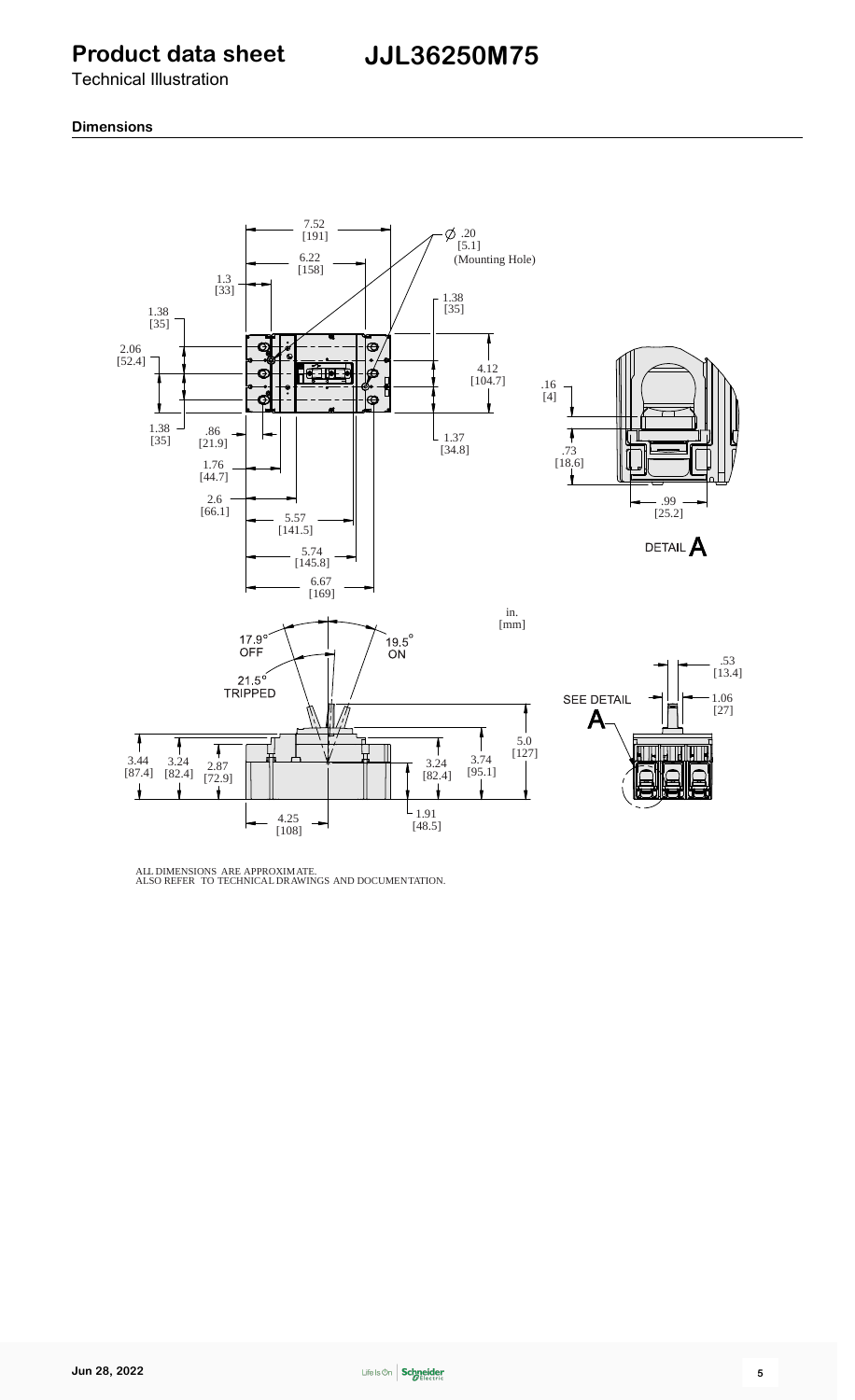# Product data sheet

# JJL36250M75

Technical Illustration

## Dimensions

7.52
[191]

6.22
[158]

1.3
[33]

Ø .20
[5.1]
(Mounting Hole)

1.38
[35]

1.38
[35]

2.06
[52.4]

4.12
[104.7]

1.38
[35]

.86
[21.9]

1.37
[34.8]

1.76
[44.7]

2.6
[66.1]

5.57
[141.5]

5.74
[145.8]

6.67
[169]

.16
[4]

.73
[18.6]

.99
[25.2]

DETAIL A

in.
[mm]

17.9°
OFF

19.5°
ON

21.5°
TRIPPED

3.44
[87.4]

3.24
[82.4]

2.87
[72.9]

3.24
[82.4]

3.74
[95.1]

5.0
[127]

4.25
[108]

1.91
[48.5]

SEE DETAIL
A

.53
[13.4]

1.06
[27]

ALL DIMENSIONS ARE APPROXIMATE.
ALSO REFER TO TECHNICAL DRAWINGS AND DOCUMENTATION.

Jun 28, 2022